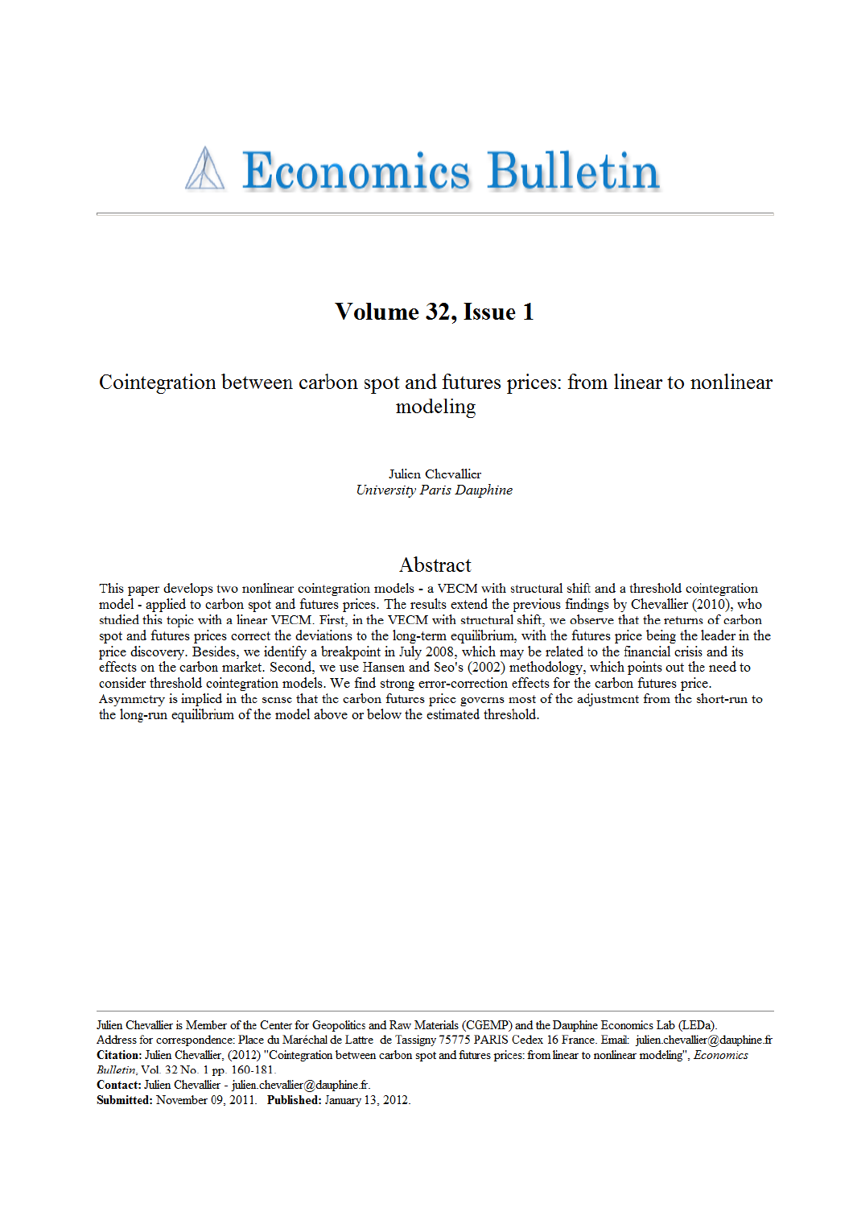# Economics Bulletin

## Volume 32, Issue 1

### Cointegration between carbon spot and futures prices: from linear to nonlinear modeling

Julien Chevallier
*University Paris Dauphine*

## Abstract

This paper develops two nonlinear cointegration models - a VECM with structural shift and a threshold cointegration model - applied to carbon spot and futures prices. The results extend the previous findings by Chevallier (2010), who studied this topic with a linear VECM. First, in the VECM with structural shift, we observe that the returns of carbon spot and futures prices correct the deviations to the long-term equilibrium, with the futures price being the leader in the price discovery. Besides, we identify a breakpoint in July 2008, which may be related to the financial crisis and its effects on the carbon market. Second, we use Hansen and Seo's (2002) methodology, which points out the need to consider threshold cointegration models. We find strong error-correction effects for the carbon futures price. Asymmetry is implied in the sense that the carbon futures price governs most of the adjustment from the short-run to the long-run equilibrium of the model above or below the estimated threshold.

---

Julien Chevallier is Member of the Center for Geopolitics and Raw Materials (CGEMP) and the Dauphine Economics Lab (LEDa). Address for correspondence: Place du Maréchal de Lattre de Tassigny 75775 PARIS Cedex 16 France. Email: julien.chevallier@dauphine.fr
**Citation:** Julien Chevallier, (2012) "Cointegration between carbon spot and futures prices: from linear to nonlinear modeling", *Economics Bulletin*, Vol. 32 No. 1 pp. 160-181.
**Contact:** Julien Chevallier - julien.chevallier@dauphine.fr.
**Submitted:** November 09, 2011. **Published:** January 13, 2012.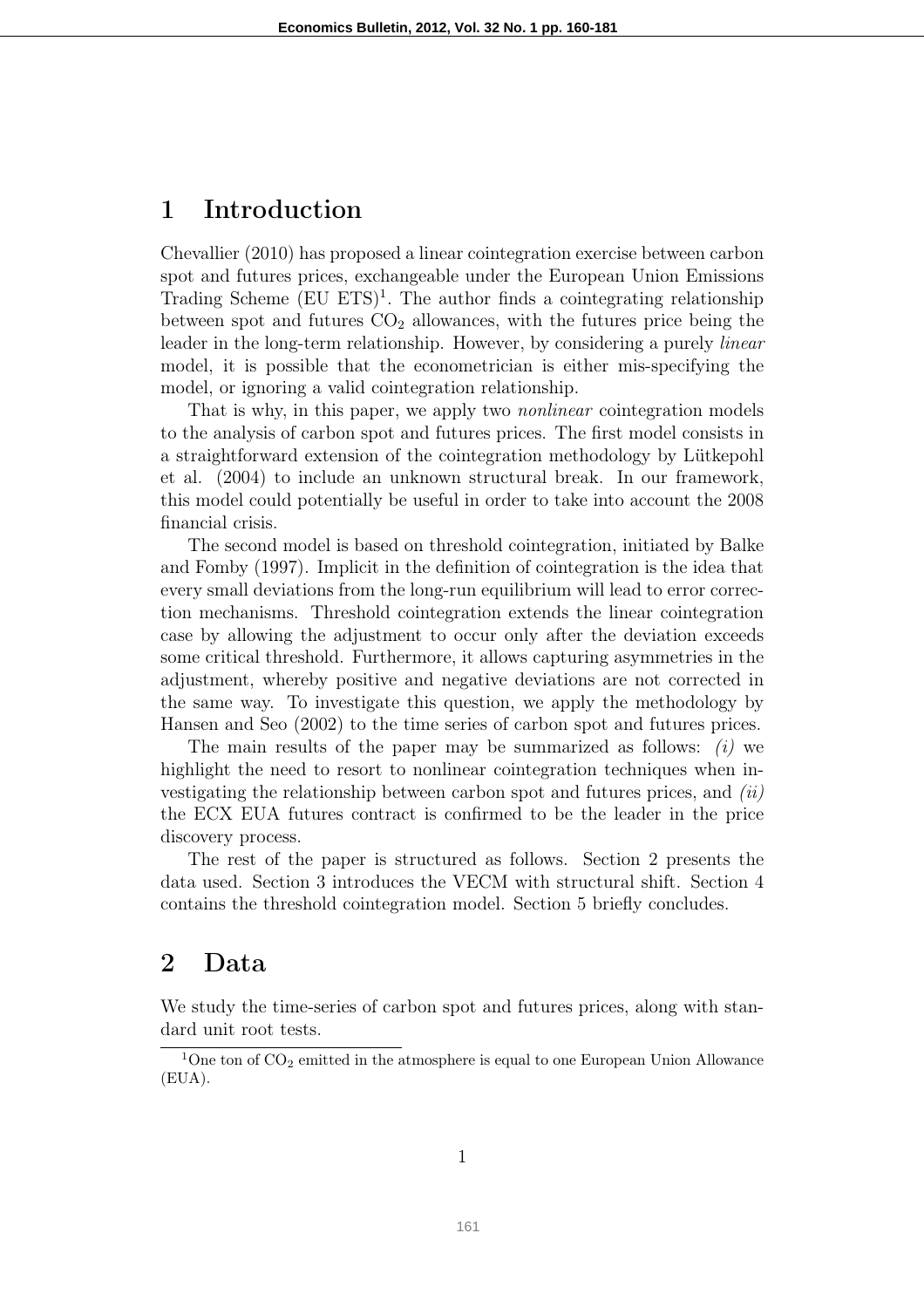# 1 Introduction

Chevallier (2010) has proposed a linear cointegration exercise between carbon spot and futures prices, exchangeable under the European Union Emissions Trading Scheme (EU ETS)[1]. The author finds a cointegrating relationship between spot and futures $CO_2$ allowances, with the futures price being the leader in the long-term relationship. However, by considering a purely *linear* model, it is possible that the econometrician is either mis-specifying the model, or ignoring a valid cointegration relationship.

That is why, in this paper, we apply two *nonlinear* cointegration models to the analysis of carbon spot and futures prices. The first model consists in a straightforward extension of the cointegration methodology by Lütkepohl et al. (2004) to include an unknown structural break. In our framework, this model could potentially be useful in order to take into account the 2008 financial crisis.

The second model is based on threshold cointegration, initiated by Balke and Fomby (1997). Implicit in the definition of cointegration is the idea that every small deviations from the long-run equilibrium will lead to error correction mechanisms. Threshold cointegration extends the linear cointegration case by allowing the adjustment to occur only after the deviation exceeds some critical threshold. Furthermore, it allows capturing asymmetries in the adjustment, whereby positive and negative deviations are not corrected in the same way. To investigate this question, we apply the methodology by Hansen and Seo (2002) to the time series of carbon spot and futures prices.

The main results of the paper may be summarized as follows: *(i)* we highlight the need to resort to nonlinear cointegration techniques when investigating the relationship between carbon spot and futures prices, and *(ii)* the ECX EUA futures contract is confirmed to be the leader in the price discovery process.

The rest of the paper is structured as follows. Section 2 presents the data used. Section 3 introduces the VECM with structural shift. Section 4 contains the threshold cointegration model. Section 5 briefly concludes.

# 2 Data

We study the time-series of carbon spot and futures prices, along with standard unit root tests.

[1] One ton of $CO_2$ emitted in the atmosphere is equal to one European Union Allowance (EUA).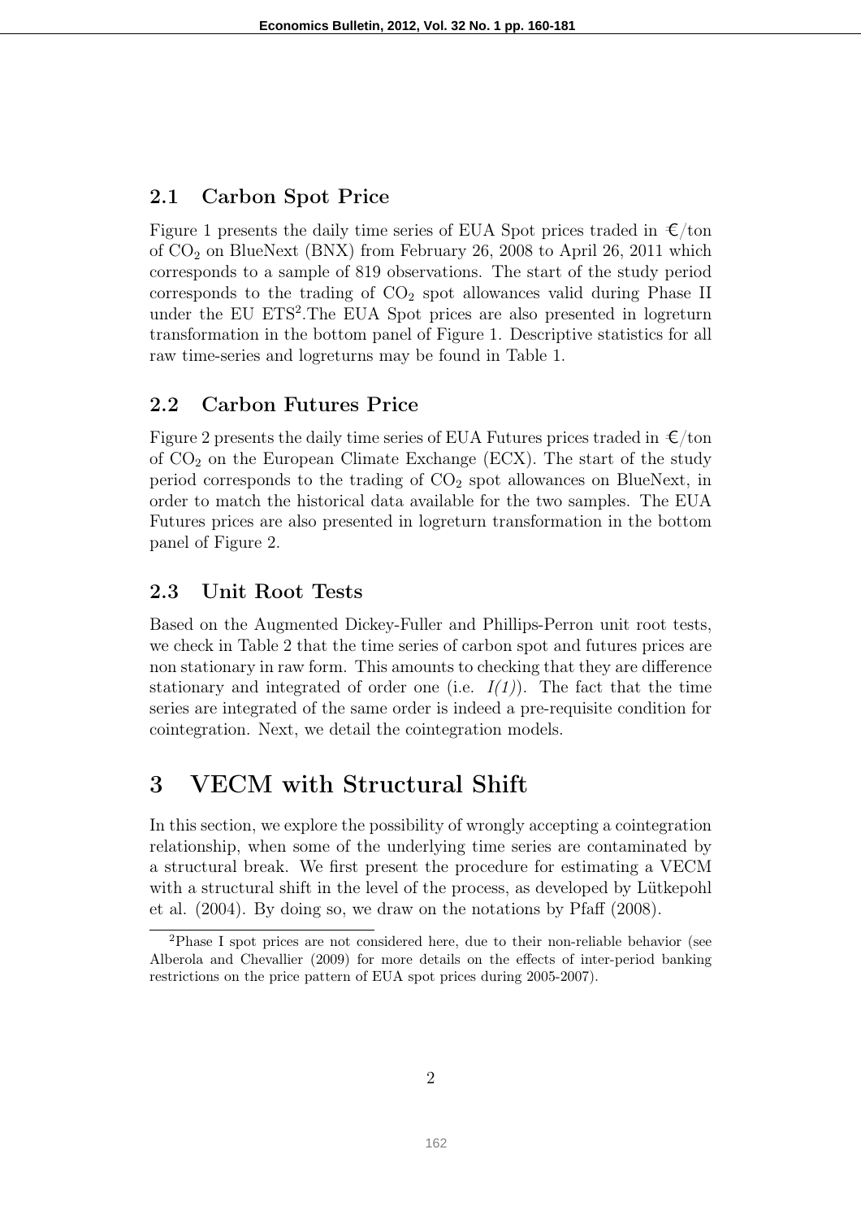## 2.1 Carbon Spot Price

Figure 1 presents the daily time series of EUA Spot prices traded in €/ton of $CO_2$ on BlueNext (BNX) from February 26, 2008 to April 26, 2011 which corresponds to a sample of 819 observations. The start of the study period corresponds to the trading of $CO_2$ spot allowances valid during Phase II under the EU ETS[2].The EUA Spot prices are also presented in logreturn transformation in the bottom panel of Figure 1. Descriptive statistics for all raw time-series and logreturns may be found in Table 1.

## 2.2 Carbon Futures Price

Figure 2 presents the daily time series of EUA Futures prices traded in €/ton of $CO_2$ on the European Climate Exchange (ECX). The start of the study period corresponds to the trading of $CO_2$ spot allowances on BlueNext, in order to match the historical data available for the two samples. The EUA Futures prices are also presented in logreturn transformation in the bottom panel of Figure 2.

## 2.3 Unit Root Tests

Based on the Augmented Dickey-Fuller and Phillips-Perron unit root tests, we check in Table 2 that the time series of carbon spot and futures prices are non stationary in raw form. This amounts to checking that they are difference stationary and integrated of order one (i.e. *I(1)*). The fact that the time series are integrated of the same order is indeed a pre-requisite condition for cointegration. Next, we detail the cointegration models.

# 3 VECM with Structural Shift

In this section, we explore the possibility of wrongly accepting a cointegration relationship, when some of the underlying time series are contaminated by a structural break. We first present the procedure for estimating a VECM with a structural shift in the level of the process, as developed by Lütkepohl et al. (2004). By doing so, we draw on the notations by Pfaff (2008).

[2]Phase I spot prices are not considered here, due to their non-reliable behavior (see Alberola and Chevallier (2009) for more details on the effects of inter-period banking restrictions on the price pattern of EUA spot prices during 2005-2007).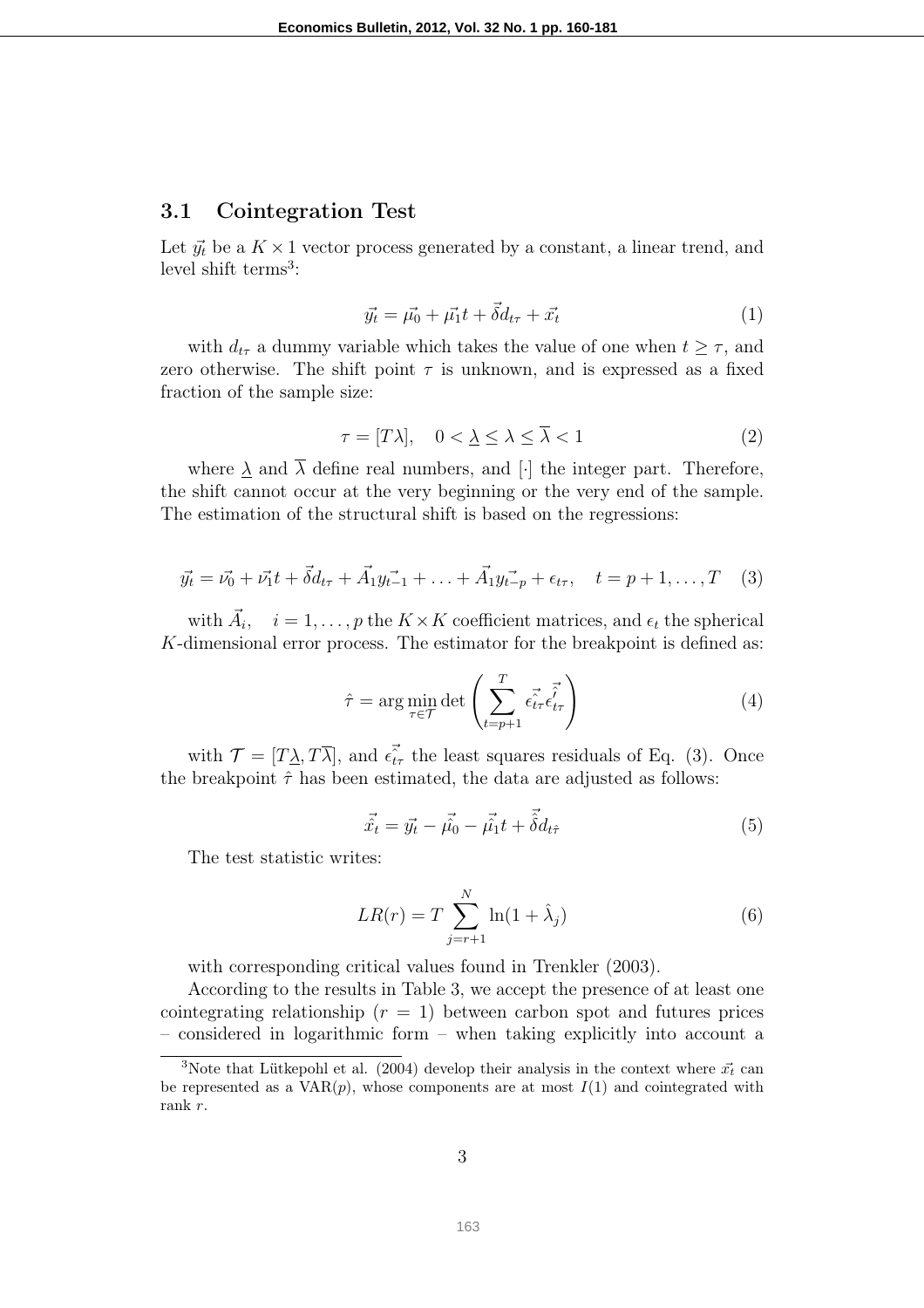### 3.1 Cointegration Test

Let $\vec{y_t}$ be a $K \times 1$ vector process generated by a constant, a linear trend, and level shift terms[3]:

$$\vec{y_t} = \vec{\mu_0} + \vec{\mu_1} t + \vec{\delta} d_{t\tau} + \vec{x_t} \tag{1}$$

with $d_{t\tau}$ a dummy variable which takes the value of one when $t \geq \tau$, and zero otherwise. The shift point $\tau$ is unknown, and is expressed as a fixed fraction of the sample size:

$$\tau = [T\lambda], \quad 0 < \underline{\lambda} \leq \lambda \leq \overline{\lambda} < 1 \tag{2}$$

where $\underline{\lambda}$ and $\overline{\lambda}$ define real numbers, and $[\cdot]$ the integer part. Therefore, the shift cannot occur at the very beginning or the very end of the sample. The estimation of the structural shift is based on the regressions:

$$\vec{y_t} = \vec{\nu_0} + \vec{\nu_1} t + \vec{\delta} d_{t\tau} + \vec{A_1} \vec{y_{t-1}} + \ldots + \vec{A_1} \vec{y_{t-p}} + \epsilon_{t\tau}, \quad t = p+1, \ldots, T \tag{3}$$

with $\vec{A_i}, \quad i = 1, \ldots, p$ the $K \times K$ coefficient matrices, and $\epsilon_t$ the spherical $K$-dimensional error process. The estimator for the breakpoint is defined as:

$$\hat{\tau} = \arg\min_{\tau \in \mathcal{T}} \det \left( \sum_{t=p+1}^{T} \vec{\hat{\epsilon_{t\tau}}} \vec{\hat{\epsilon}_{t\tau}^{\prime}} \right) \tag{4}$$

with $\mathcal{T} = [T\underline{\lambda}, T\overline{\lambda}]$, and $\vec{\hat{\epsilon_{t\tau}}}$ the least squares residuals of Eq. (3). Once the breakpoint $\hat{\tau}$ has been estimated, the data are adjusted as follows:

$$\vec{\hat{x}_t} = \vec{y_t} - \vec{\hat{\mu}_0} - \vec{\hat{\mu}_1} t + \vec{\hat{\delta}} d_{t\hat{\tau}} \tag{5}$$

The test statistic writes:

$$LR(r) = T \sum_{j=r+1}^{N} \ln(1 + \hat{\lambda}_j) \tag{6}$$

with corresponding critical values found in Trenkler (2003).

According to the results in Table 3, we accept the presence of at least one cointegrating relationship ($r = 1$) between carbon spot and futures prices – considered in logarithmic form – when taking explicitly into account a

[3] Note that Lütkepohl et al. (2004) develop their analysis in the context where $\vec{x_t}$ can be represented as a VAR($p$), whose components are at most $I(1)$ and cointegrated with rank $r$.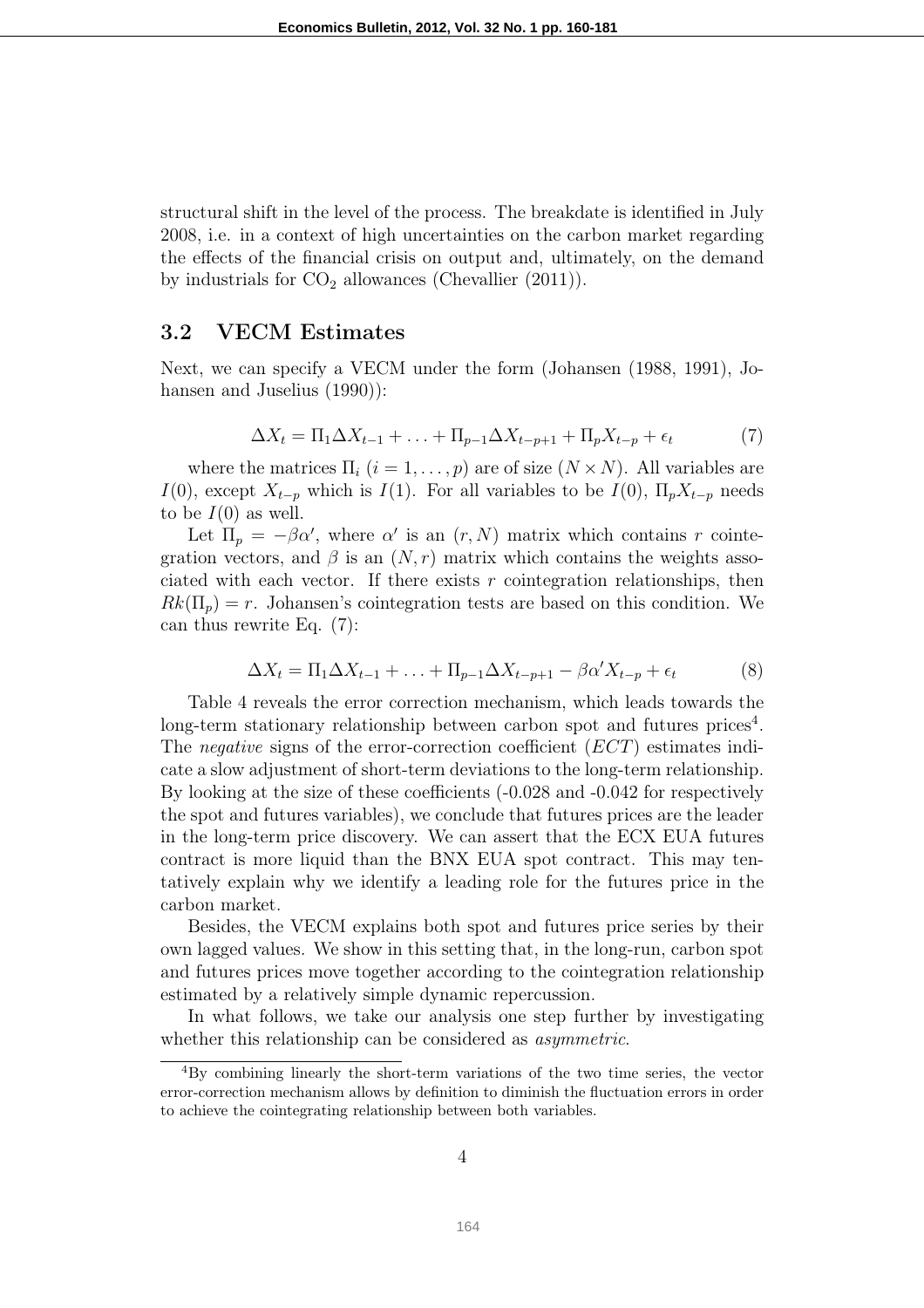structural shift in the level of the process. The breakdate is identified in July 2008, i.e. in a context of high uncertainties on the carbon market regarding the effects of the financial crisis on output and, ultimately, on the demand by industrials for $CO_2$ allowances (Chevallier (2011)).

## 3.2 VECM Estimates

Next, we can specify a VECM under the form (Johansen (1988, 1991), Johansen and Juselius (1990)):

$$\Delta X_t = \Pi_1 \Delta X_{t-1} + \ldots + \Pi_{p-1} \Delta X_{t-p+1} + \Pi_p X_{t-p} + \epsilon_t \tag{7}$$

where the matrices $\Pi_i$ $(i = 1, \ldots, p)$ are of size $(N \times N)$. All variables are $I(0)$, except $X_{t-p}$ which is $I(1)$. For all variables to be $I(0)$, $\Pi_p X_{t-p}$ needs to be $I(0)$ as well.

Let $\Pi_p = -\beta\alpha'$, where $\alpha'$ is an $(r, N)$ matrix which contains $r$ cointegration vectors, and $\beta$ is an $(N, r)$ matrix which contains the weights associated with each vector. If there exists $r$ cointegration relationships, then $Rk(\Pi_p) = r$. Johansen's cointegration tests are based on this condition. We can thus rewrite Eq. (7):

$$\Delta X_t = \Pi_1 \Delta X_{t-1} + \ldots + \Pi_{p-1} \Delta X_{t-p+1} - \beta\alpha' X_{t-p} + \epsilon_t \tag{8}$$

Table 4 reveals the error correction mechanism, which leads towards the long-term stationary relationship between carbon spot and futures prices[4]. The *negative* signs of the error-correction coefficient ($ECT$) estimates indicate a slow adjustment of short-term deviations to the long-term relationship. By looking at the size of these coefficients (-0.028 and -0.042 for respectively the spot and futures variables), we conclude that futures prices are the leader in the long-term price discovery. We can assert that the ECX EUA futures contract is more liquid than the BNX EUA spot contract. This may tentatively explain why we identify a leading role for the futures price in the carbon market.

Besides, the VECM explains both spot and futures price series by their own lagged values. We show in this setting that, in the long-run, carbon spot and futures prices move together according to the cointegration relationship estimated by a relatively simple dynamic repercussion.

In what follows, we take our analysis one step further by investigating whether this relationship can be considered as *asymmetric*.

[4]By combining linearly the short-term variations of the two time series, the vector error-correction mechanism allows by definition to diminish the fluctuation errors in order to achieve the cointegrating relationship between both variables.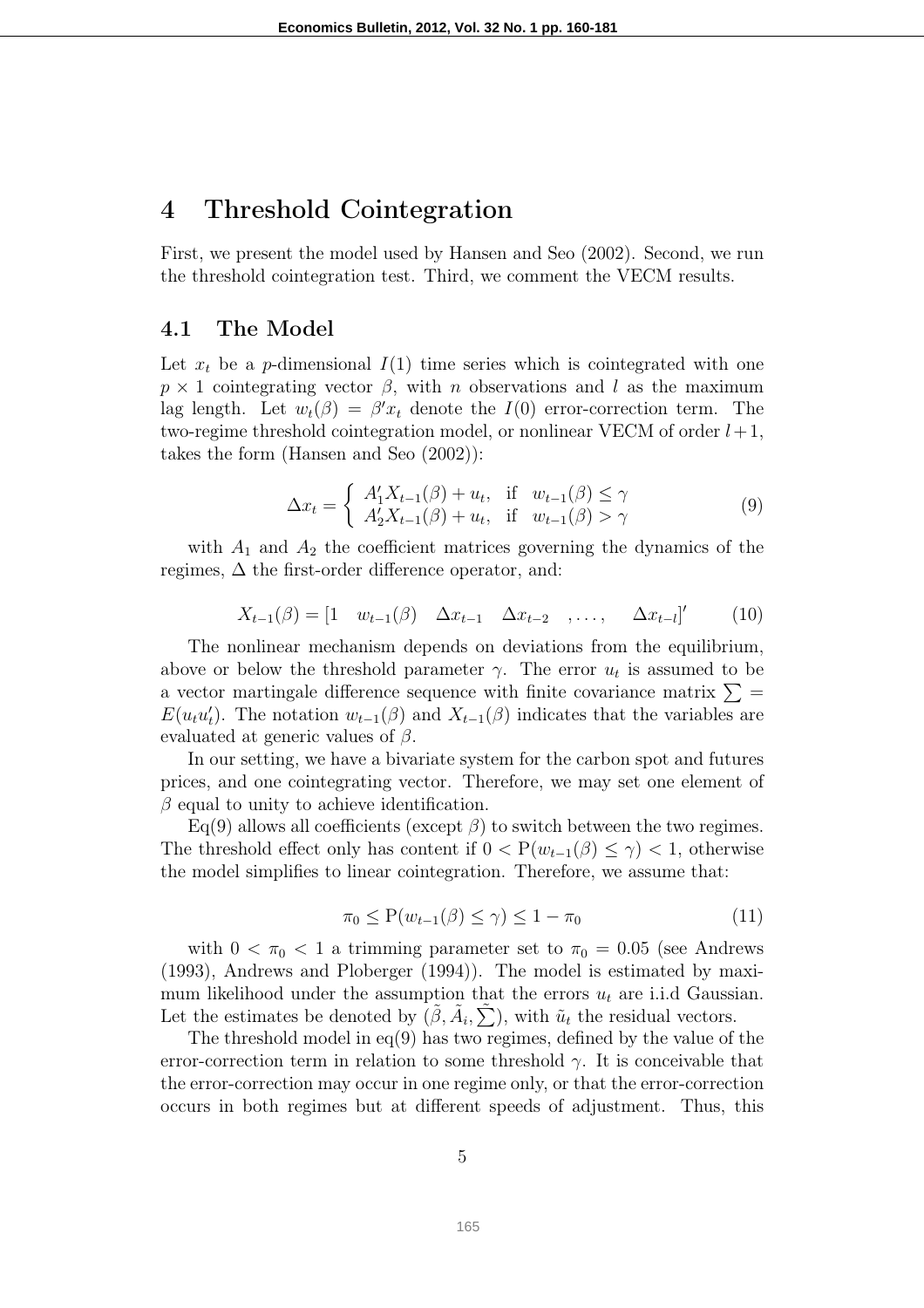# 4 Threshold Cointegration

First, we present the model used by Hansen and Seo (2002). Second, we run the threshold cointegration test. Third, we comment the VECM results.

## 4.1 The Model

Let $x_t$ be a $p$-dimensional $I(1)$ time series which is cointegrated with one $p \times 1$ cointegrating vector $\beta$, with $n$ observations and $l$ as the maximum lag length. Let $w_t(\beta) = \beta' x_t$ denote the $I(0)$ error-correction term. The two-regime threshold cointegration model, or nonlinear VECM of order $l+1$, takes the form (Hansen and Seo (2002)):

$$\Delta x_t = \begin{cases} A_1' X_{t-1}(\beta) + u_t, & \text{if } \ w_{t-1}(\beta) \leq \gamma \\ A_2' X_{t-1}(\beta) + u_t, & \text{if } \ w_{t-1}(\beta) > \gamma \end{cases} \tag{9}$$

with $A_1$ and $A_2$ the coefficient matrices governing the dynamics of the regimes, $\Delta$ the first-order difference operator, and:

$$X_{t-1}(\beta) = [1 \quad w_{t-1}(\beta) \quad \Delta x_{t-1} \quad \Delta x_{t-2} \quad , \ldots, \quad \Delta x_{t-l}]' \tag{10}$$

The nonlinear mechanism depends on deviations from the equilibrium, above or below the threshold parameter $\gamma$. The error $u_t$ is assumed to be a vector martingale difference sequence with finite covariance matrix $\sum = E(u_t u_t')$. The notation $w_{t-1}(\beta)$ and $X_{t-1}(\beta)$ indicates that the variables are evaluated at generic values of $\beta$.

In our setting, we have a bivariate system for the carbon spot and futures prices, and one cointegrating vector. Therefore, we may set one element of $\beta$ equal to unity to achieve identification.

Eq(9) allows all coefficients (except $\beta$) to switch between the two regimes. The threshold effect only has content if $0 < \mathrm{P}(w_{t-1}(\beta) \leq \gamma) < 1$, otherwise the model simplifies to linear cointegration. Therefore, we assume that:

$$\pi_0 \leq \mathrm{P}(w_{t-1}(\beta) \leq \gamma) \leq 1 - \pi_0 \tag{11}$$

with $0 < \pi_0 < 1$ a trimming parameter set to $\pi_0 = 0.05$ (see Andrews (1993), Andrews and Ploberger (1994)). The model is estimated by maximum likelihood under the assumption that the errors $u_t$ are i.i.d Gaussian. Let the estimates be denoted by $(\tilde{\beta}, \tilde{A}_i, \tilde{\sum})$, with $\tilde{u}_t$ the residual vectors.

The threshold model in eq(9) has two regimes, defined by the value of the error-correction term in relation to some threshold $\gamma$. It is conceivable that the error-correction may occur in one regime only, or that the error-correction occurs in both regimes but at different speeds of adjustment. Thus, this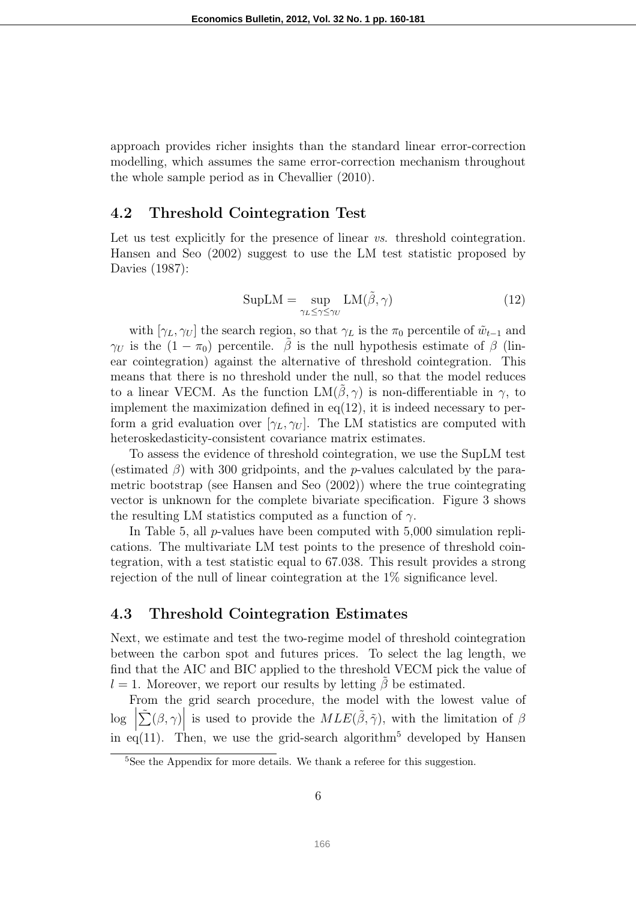approach provides richer insights than the standard linear error-correction modelling, which assumes the same error-correction mechanism throughout the whole sample period as in Chevallier (2010).

## 4.2 Threshold Cointegration Test

Let us test explicitly for the presence of linear *vs.* threshold cointegration. Hansen and Seo (2002) suggest to use the LM test statistic proposed by Davies (1987):

$$\text{SupLM} = \sup_{\gamma_L \leq \gamma \leq \gamma_U} \text{LM}(\tilde{\beta}, \gamma) \tag{12}$$

with $[\gamma_L, \gamma_U]$ the search region, so that $\gamma_L$ is the $\pi_0$ percentile of $\tilde{w}_{t-1}$ and $\gamma_U$ is the $(1 - \pi_0)$ percentile. $\tilde{\beta}$ is the null hypothesis estimate of $\beta$ (linear cointegration) against the alternative of threshold cointegration. This means that there is no threshold under the null, so that the model reduces to a linear VECM. As the function $\text{LM}(\tilde{\beta}, \gamma)$ is non-differentiable in $\gamma$, to implement the maximization defined in eq(12), it is indeed necessary to perform a grid evaluation over $[\gamma_L, \gamma_U]$. The LM statistics are computed with heteroskedasticity-consistent covariance matrix estimates.

To assess the evidence of threshold cointegration, we use the SupLM test (estimated $\beta$) with 300 gridpoints, and the $p$-values calculated by the parametric bootstrap (see Hansen and Seo (2002)) where the true cointegrating vector is unknown for the complete bivariate specification. Figure 3 shows the resulting LM statistics computed as a function of $\gamma$.

In Table 5, all $p$-values have been computed with 5,000 simulation replications. The multivariate LM test points to the presence of threshold cointegration, with a test statistic equal to 67.038. This result provides a strong rejection of the null of linear cointegration at the 1% significance level.

## 4.3 Threshold Cointegration Estimates

Next, we estimate and test the two-regime model of threshold cointegration between the carbon spot and futures prices. To select the lag length, we find that the AIC and BIC applied to the threshold VECM pick the value of $l = 1$. Moreover, we report our results by letting $\tilde{\beta}$ be estimated.

From the grid search procedure, the model with the lowest value of $\log \left|\tilde{\sum}(\beta, \gamma)\right|$ is used to provide the $MLE(\tilde{\beta}, \tilde{\gamma})$, with the limitation of $\beta$ in eq(11). Then, we use the grid-search algorithm[5] developed by Hansen

[5] See the Appendix for more details. We thank a referee for this suggestion.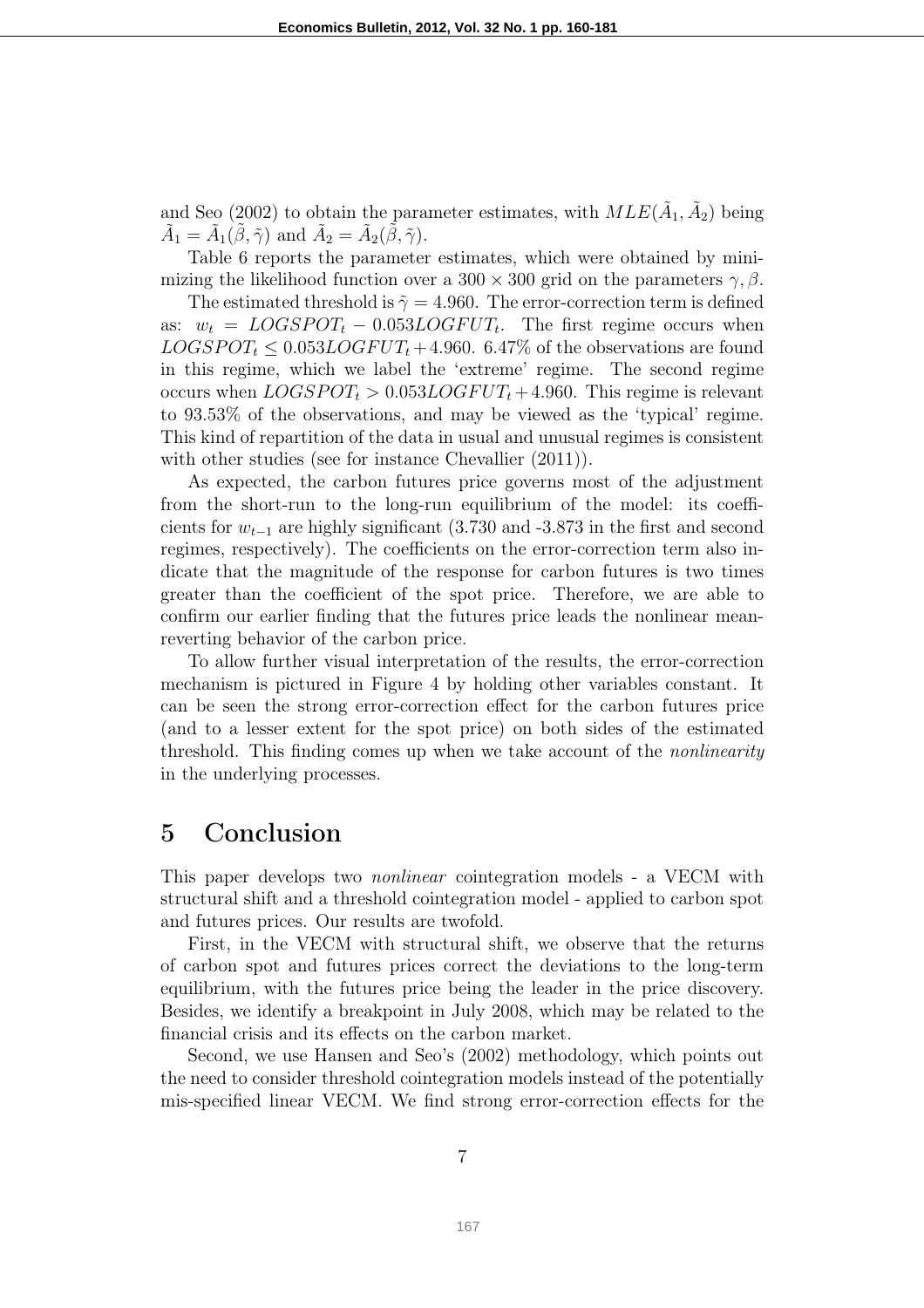and Seo (2002) to obtain the parameter estimates, with $MLE(\tilde{A}_1, \tilde{A}_2)$ being $\tilde{A}_1 = \tilde{A}_1(\tilde{\beta}, \tilde{\gamma})$ and $\tilde{A}_2 = \tilde{A}_2(\tilde{\beta}, \tilde{\gamma})$.

Table 6 reports the parameter estimates, which were obtained by minimizing the likelihood function over a $300 \times 300$ grid on the parameters $\gamma, \beta$.

The estimated threshold is $\tilde{\gamma} = 4.960$. The error-correction term is defined as: $w_t = LOGSPOT_t - 0.053LOGFUT_t$. The first regime occurs when $LOGSPOT_t \leq 0.053LOGFUT_t + 4.960$. 6.47% of the observations are found in this regime, which we label the 'extreme' regime. The second regime occurs when $LOGSPOT_t > 0.053LOGFUT_t + 4.960$. This regime is relevant to 93.53% of the observations, and may be viewed as the 'typical' regime. This kind of repartition of the data in usual and unusual regimes is consistent with other studies (see for instance Chevallier (2011)).

As expected, the carbon futures price governs most of the adjustment from the short-run to the long-run equilibrium of the model: its coefficients for $w_{t-1}$ are highly significant (3.730 and -3.873 in the first and second regimes, respectively). The coefficients on the error-correction term also indicate that the magnitude of the response for carbon futures is two times greater than the coefficient of the spot price. Therefore, we are able to confirm our earlier finding that the futures price leads the nonlinear mean-reverting behavior of the carbon price.

To allow further visual interpretation of the results, the error-correction mechanism is pictured in Figure 4 by holding other variables constant. It can be seen the strong error-correction effect for the carbon futures price (and to a lesser extent for the spot price) on both sides of the estimated threshold. This finding comes up when we take account of the *nonlinearity* in the underlying processes.

# 5 Conclusion

This paper develops two *nonlinear* cointegration models - a VECM with structural shift and a threshold cointegration model - applied to carbon spot and futures prices. Our results are twofold.

First, in the VECM with structural shift, we observe that the returns of carbon spot and futures prices correct the deviations to the long-term equilibrium, with the futures price being the leader in the price discovery. Besides, we identify a breakpoint in July 2008, which may be related to the financial crisis and its effects on the carbon market.

Second, we use Hansen and Seo's (2002) methodology, which points out the need to consider threshold cointegration models instead of the potentially mis-specified linear VECM. We find strong error-correction effects for the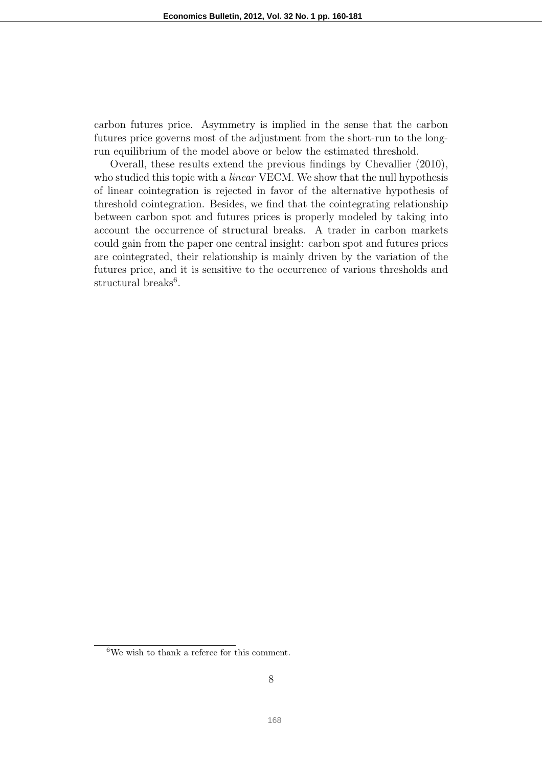carbon futures price. Asymmetry is implied in the sense that the carbon futures price governs most of the adjustment from the short-run to the long-run equilibrium of the model above or below the estimated threshold.

Overall, these results extend the previous findings by Chevallier (2010), who studied this topic with a *linear* VECM. We show that the null hypothesis of linear cointegration is rejected in favor of the alternative hypothesis of threshold cointegration. Besides, we find that the cointegrating relationship between carbon spot and futures prices is properly modeled by taking into account the occurrence of structural breaks. A trader in carbon markets could gain from the paper one central insight: carbon spot and futures prices are cointegrated, their relationship is mainly driven by the variation of the futures price, and it is sensitive to the occurrence of various thresholds and structural breaks[6].

[6] We wish to thank a referee for this comment.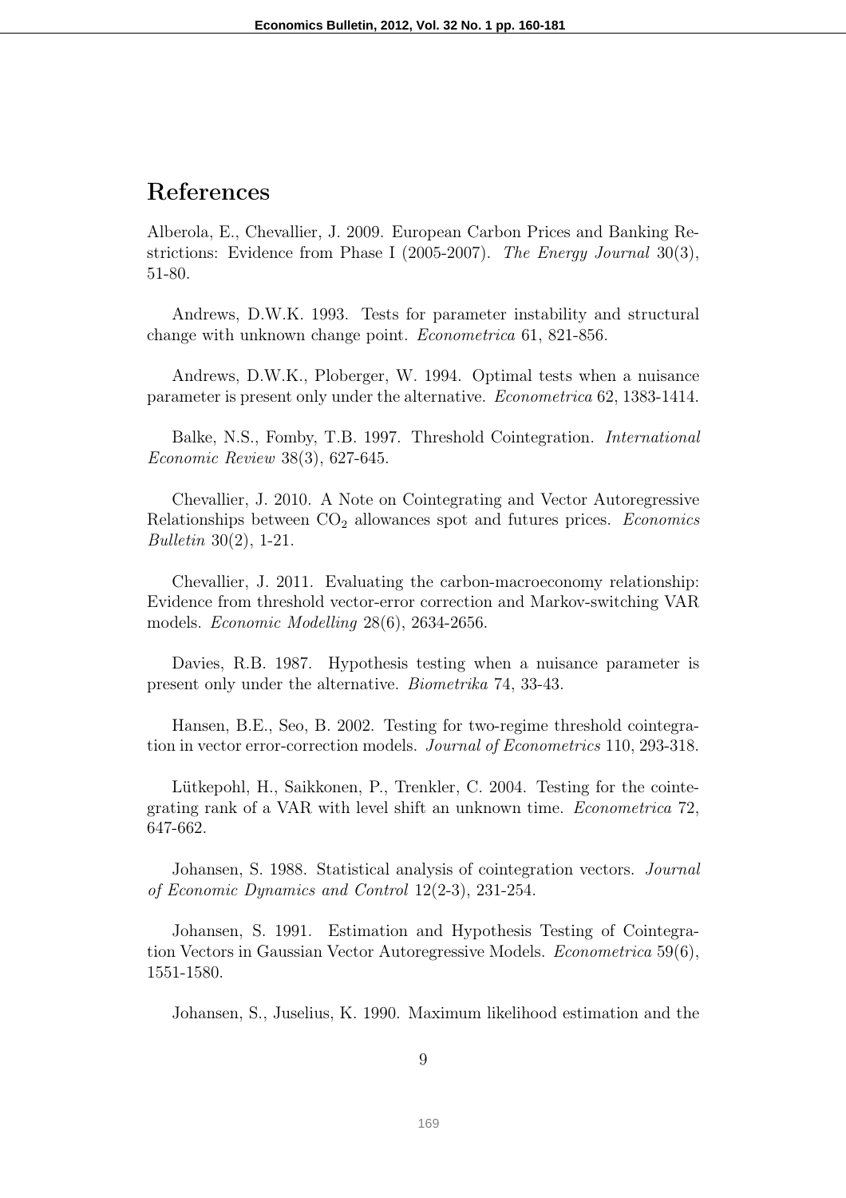# References

Alberola, E., Chevallier, J. 2009. European Carbon Prices and Banking Restrictions: Evidence from Phase I (2005-2007). *The Energy Journal* 30(3), 51-80.

Andrews, D.W.K. 1993. Tests for parameter instability and structural change with unknown change point. *Econometrica* 61, 821-856.

Andrews, D.W.K., Ploberger, W. 1994. Optimal tests when a nuisance parameter is present only under the alternative. *Econometrica* 62, 1383-1414.

Balke, N.S., Fomby, T.B. 1997. Threshold Cointegration. *International Economic Review* 38(3), 627-645.

Chevallier, J. 2010. A Note on Cointegrating and Vector Autoregressive Relationships between $CO_2$ allowances spot and futures prices. *Economics Bulletin* 30(2), 1-21.

Chevallier, J. 2011. Evaluating the carbon-macroeconomy relationship: Evidence from threshold vector-error correction and Markov-switching VAR models. *Economic Modelling* 28(6), 2634-2656.

Davies, R.B. 1987. Hypothesis testing when a nuisance parameter is present only under the alternative. *Biometrika* 74, 33-43.

Hansen, B.E., Seo, B. 2002. Testing for two-regime threshold cointegration in vector error-correction models. *Journal of Econometrics* 110, 293-318.

Lütkepohl, H., Saikkonen, P., Trenkler, C. 2004. Testing for the cointegrating rank of a VAR with level shift an unknown time. *Econometrica* 72, 647-662.

Johansen, S. 1988. Statistical analysis of cointegration vectors. *Journal of Economic Dynamics and Control* 12(2-3), 231-254.

Johansen, S. 1991. Estimation and Hypothesis Testing of Cointegration Vectors in Gaussian Vector Autoregressive Models. *Econometrica* 59(6), 1551-1580.

Johansen, S., Juselius, K. 1990. Maximum likelihood estimation and the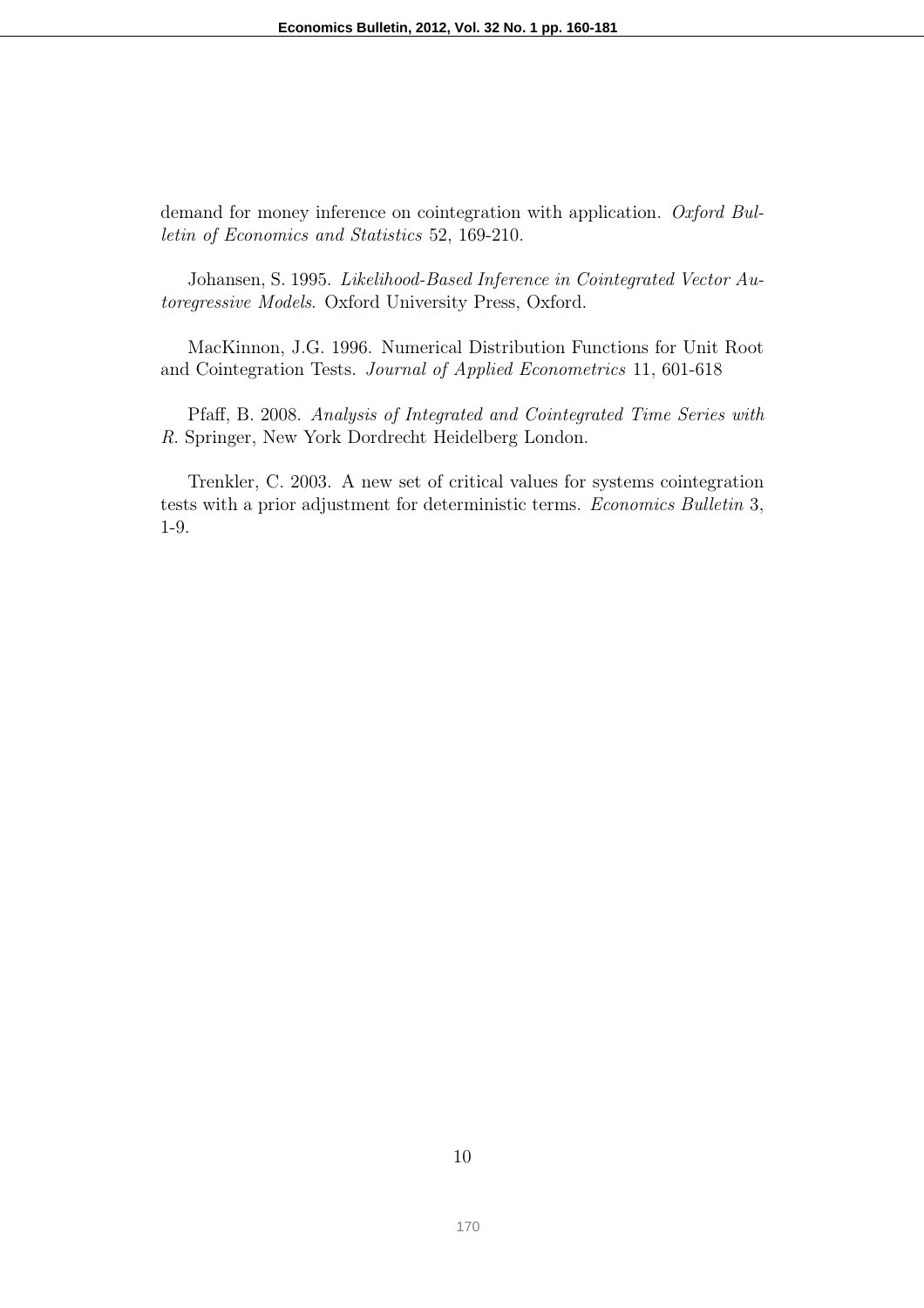demand for money inference on cointegration with application. *Oxford Bulletin of Economics and Statistics* 52, 169-210.

Johansen, S. 1995. *Likelihood-Based Inference in Cointegrated Vector Autoregressive Models.* Oxford University Press, Oxford.

MacKinnon, J.G. 1996. Numerical Distribution Functions for Unit Root and Cointegration Tests. *Journal of Applied Econometrics* 11, 601-618

Pfaff, B. 2008. *Analysis of Integrated and Cointegrated Time Series with R.* Springer, New York Dordrecht Heidelberg London.

Trenkler, C. 2003. A new set of critical values for systems cointegration tests with a prior adjustment for deterministic terms. *Economics Bulletin* 3, 1-9.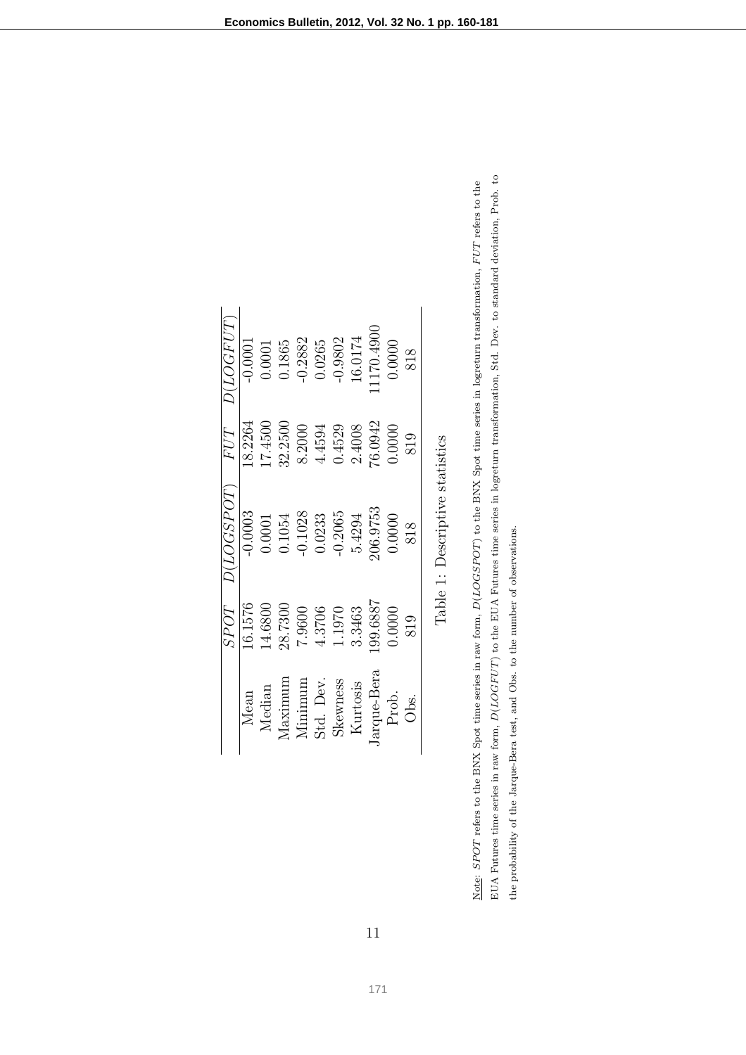|  | *SPOT* | *D(LOGSPOT)* | *FUT* | *D(LOGFUT)* |
|---|---|---|---|---|
| Mean | 16.1576 | -0.0003 | 18.2264 | -0.0001 |
| Median | 14.6800 | 0.0001 | 17.4500 | 0.0001 |
| Maximum | 28.7300 | 0.1054 | 32.2500 | 0.1865 |
| Minimum | 7.9600 | -0.1028 | 8.2000 | -0.2882 |
| Std. Dev. | 4.3706 | 0.0233 | 4.4594 | 0.0265 |
| Skewness | 1.1970 | -0.2065 | 0.4529 | -0.9802 |
| Kurtosis | 3.3463 | 5.4294 | 2.4008 | 16.0174 |
| Jarque-Bera | 199.6887 | 206.9753 | 76.0942 | 11170.4900 |
| Prob. | 0.0000 | 0.0000 | 0.0000 | 0.0000 |
| Obs. | 819 | 818 | 819 | 818 |

Table 1: Descriptive statistics

Note: *SPOT* refers to the BNX Spot time series in raw form, *D(LOGSPOT)* to the BNX Spot time series in logreturn transformation, *FUT* refers to the EUA Futures time series in raw form, *D(LOGFUT)* to the EUA Futures time series in logreturn transformation, Std. Dev. to standard deviation, Prob. to the probability of the Jarque-Bera test, and Obs. to the number of observations.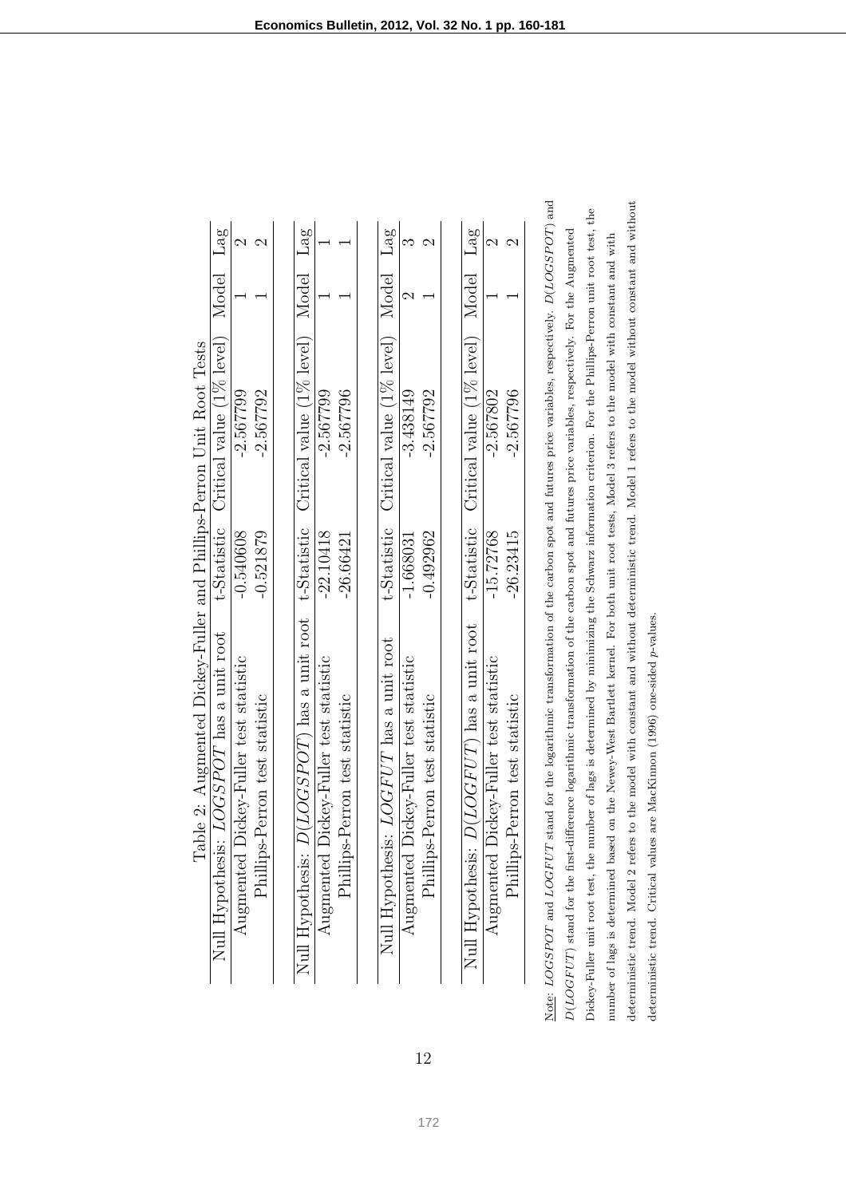Table 2: Augmented Dickey-Fuller and Phillips-Perron Unit Root Tests

| Null Hypothesis: *LOGSPOT* has a unit root | t-Statistic | Critical value (1% level) | Model | Lag |
|---|---|---|---|---|
| Augmented Dickey-Fuller test statistic | -0.540608 | -2.567799 | 1 | 2 |
| Phillips-Perron test statistic | -0.521879 | -2.567792 | 1 | 2 |
| | | | | |
| **Null Hypothesis: $D(LOGSPOT)$ has a unit root** | **t-Statistic** | **Critical value (1% level)** | **Model** | **Lag** |
| Augmented Dickey-Fuller test statistic | -22.10418 | -2.567799 | 1 | 1 |
| Phillips-Perron test statistic | -26.66421 | -2.567796 | 1 | 1 |
| | | | | |
| **Null Hypothesis: *LOGFUT* has a unit root** | **t-Statistic** | **Critical value (1% level)** | **Model** | **Lag** |
| Augmented Dickey-Fuller test statistic | -1.668031 | -3.438149 | 2 | 3 |
| Phillips-Perron test statistic | -0.492962 | -2.567792 | 1 | 2 |
| | | | | |
| **Null Hypothesis: $D(LOGFUT)$ has a unit root** | **t-Statistic** | **Critical value (1% level)** | **Model** | **Lag** |
| Augmented Dickey-Fuller test statistic | -15.72768 | -2.567802 | 1 | 2 |
| Phillips-Perron test statistic | -26.23415 | -2.567796 | 1 | 2 |

Note: *LOGSPOT* and *LOGFUT* stand for the logarithmic transformation of the carbon spot and futures price variables, respectively. $D(LOGSPOT)$ and $D(LOGFUT)$ stand for the first-difference logarithmic transformation of the carbon spot and futures price variables, respectively. For the Augmented Dickey-Fuller unit root test, the number of lags is determined by minimizing the Schwarz information criterion. For the Phillips-Perron unit root test, the number of lags is determined based on the Newey-West Bartlett kernel. For both unit root tests, Model 3 refers to the model with constant and with deterministic trend. Model 2 refers to the model with constant and without deterministic trend. Model 1 refers to the model without constant and without deterministic trend. Critical values are MacKinnon (1996) one-sided *p*-values.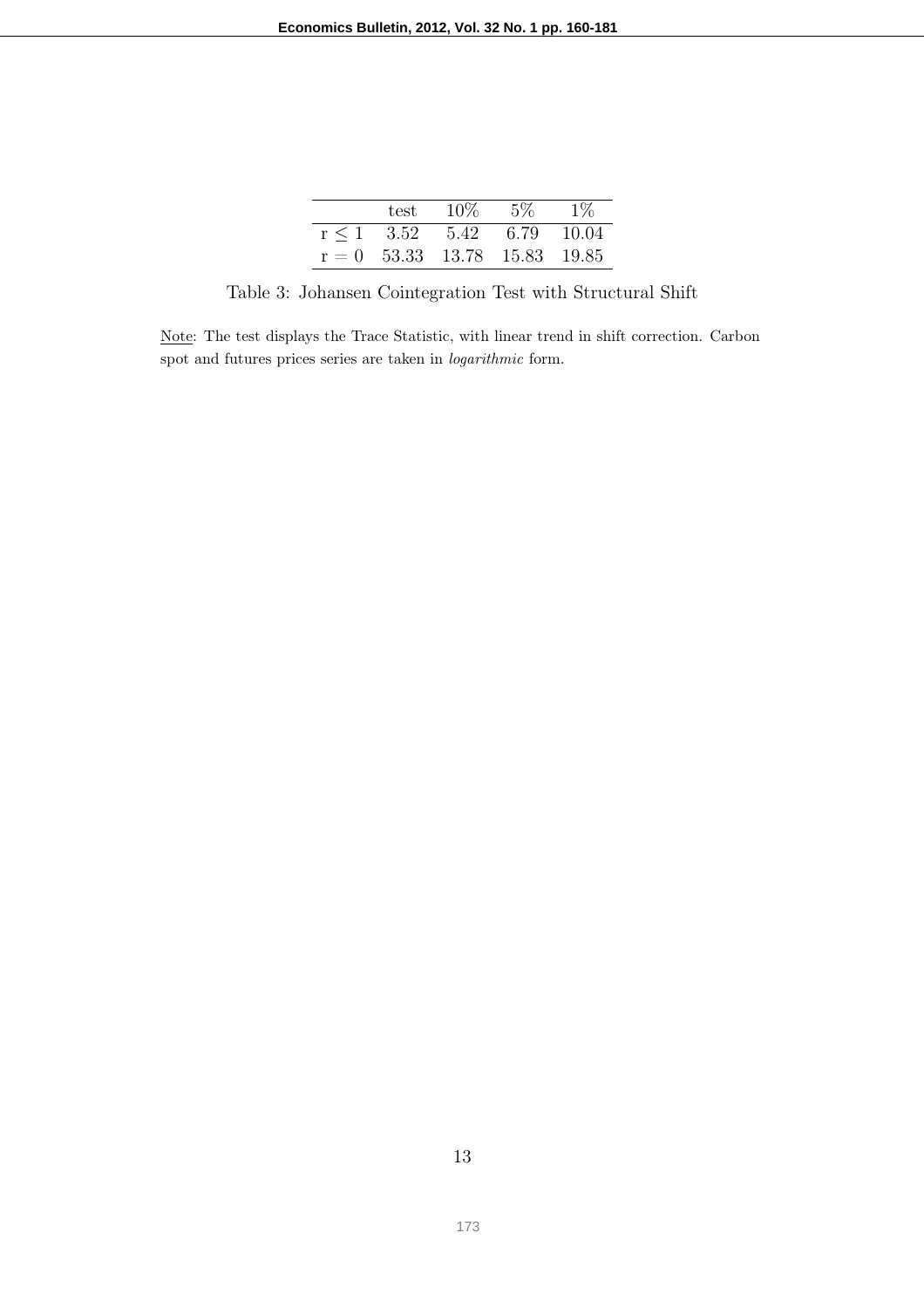| | test | 10% | 5% | 1% |
|---|---|---|---|---|
| $r \leq 1$ | 3.52 | 5.42 | 6.79 | 10.04 |
| $r = 0$ | 53.33 | 13.78 | 15.83 | 19.85 |

Table 3: Johansen Cointegration Test with Structural Shift

Note: The test displays the Trace Statistic, with linear trend in shift correction. Carbon spot and futures prices series are taken in *logarithmic* form.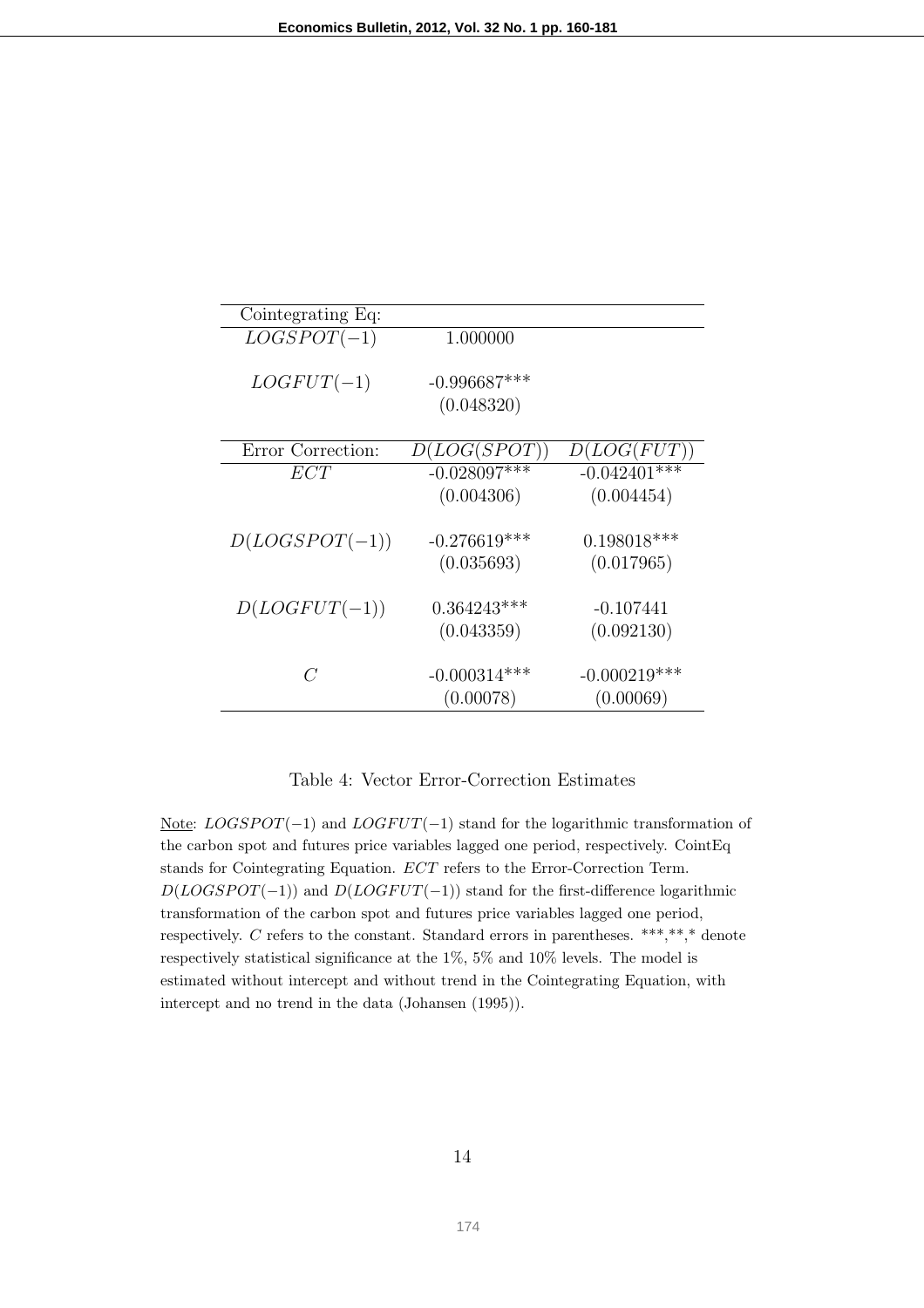| Cointegrating Eq: | | |
|---|---|---|
| $LOGSPOT(-1)$ | 1.000000 | |
| $LOGFUT(-1)$ | -0.996687*** | |
| | (0.048320) | |
| **Error Correction:** | $D(LOG(SPOT))$ | $D(LOG(FUT))$ |
| $ECT$ | -0.028097*** | -0.042401*** |
| | (0.004306) | (0.004454) |
| $D(LOGSPOT(-1))$ | -0.276619*** | 0.198018*** |
| | (0.035693) | (0.017965) |
| $D(LOGFUT(-1))$ | 0.364243*** | -0.107441 |
| | (0.043359) | (0.092130) |
| $C$ | -0.000314*** | -0.000219*** |
| | (0.00078) | (0.00069) |

Table 4: Vector Error-Correction Estimates

Note: $LOGSPOT(-1)$ and $LOGFUT(-1)$ stand for the logarithmic transformation of the carbon spot and futures price variables lagged one period, respectively. CointEq stands for Cointegrating Equation. $ECT$ refers to the Error-Correction Term. $D(LOGSPOT(-1))$ and $D(LOGFUT(-1))$ stand for the first-difference logarithmic transformation of the carbon spot and futures price variables lagged one period, respectively. $C$ refers to the constant. Standard errors in parentheses. ***,**,* denote respectively statistical significance at the 1%, 5% and 10% levels. The model is estimated without intercept and without trend in the Cointegrating Equation, with intercept and no trend in the data (Johansen (1995)).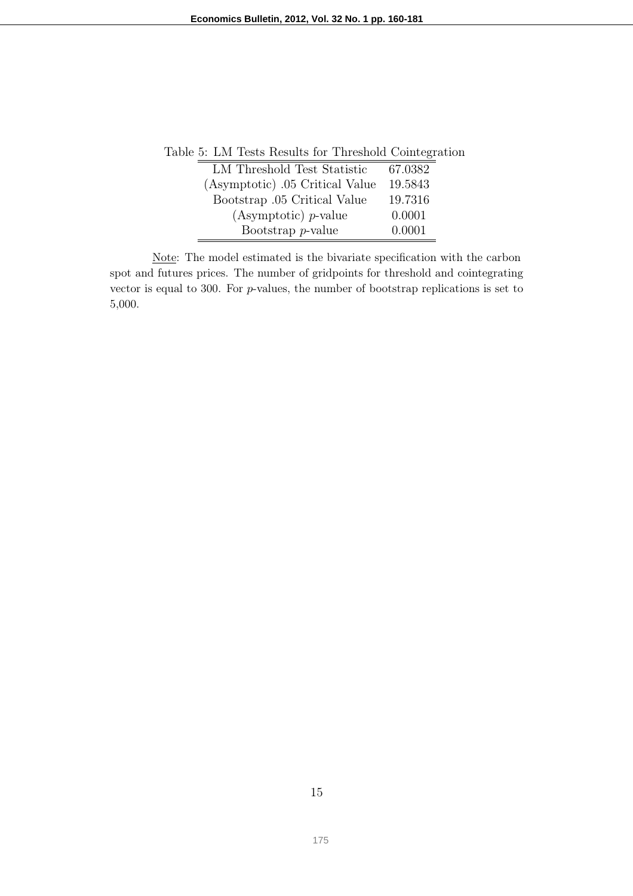Table 5: LM Tests Results for Threshold Cointegration

| | |
|---|---|
| LM Threshold Test Statistic | 67.0382 |
| (Asymptotic) .05 Critical Value | 19.5843 |
| Bootstrap .05 Critical Value | 19.7316 |
| (Asymptotic) $p$-value | 0.0001 |
| Bootstrap $p$-value | 0.0001 |

Note: The model estimated is the bivariate specification with the carbon spot and futures prices. The number of gridpoints for threshold and cointegrating vector is equal to 300. For $p$-values, the number of bootstrap replications is set to 5,000.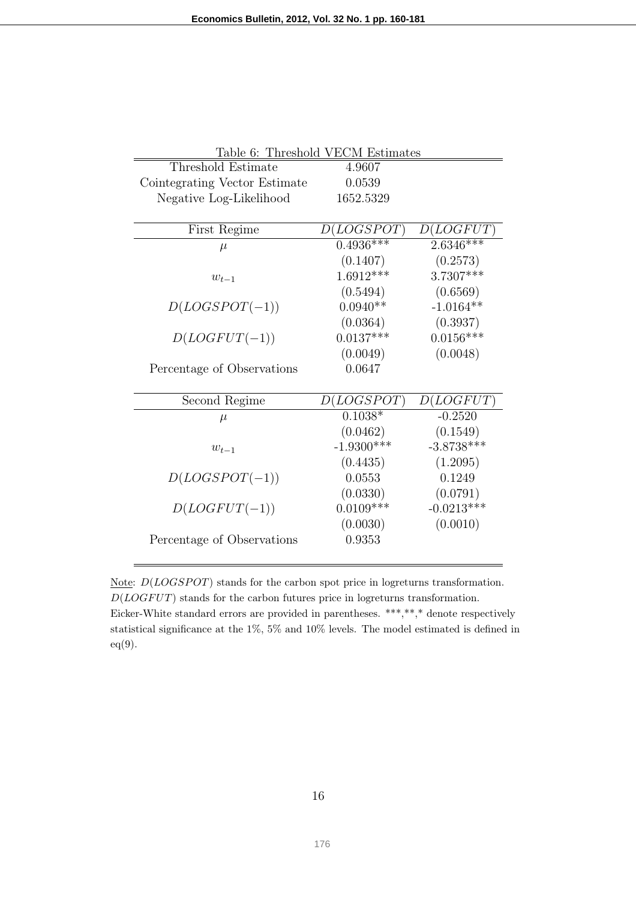Table 6: Threshold VECM Estimates

| Threshold Estimate | 4.9607 | |
|---|---|---|
| Cointegrating Vector Estimate | 0.0539 | |
| Negative Log-Likelihood | 1652.5329 | |
| | | |
| **First Regime** | $D(LOGSPOT)$ | $D(LOGFUT)$ |
| $\mu$ | 0.4936*** | 2.6346*** |
| | (0.1407) | (0.2573) |
| $w_{t-1}$ | 1.6912*** | 3.7307*** |
| | (0.5494) | (0.6569) |
| $D(LOGSPOT(-1))$ | 0.0940** | -1.0164** |
| | (0.0364) | (0.3937) |
| $D(LOGFUT(-1))$ | 0.0137*** | 0.0156*** |
| | (0.0049) | (0.0048) |
| Percentage of Observations | 0.0647 | |
| | | |
| **Second Regime** | $D(LOGSPOT)$ | $D(LOGFUT)$ |
| $\mu$ | 0.1038* | -0.2520 |
| | (0.0462) | (0.1549) |
| $w_{t-1}$ | -1.9300*** | -3.8738*** |
| | (0.4435) | (1.2095) |
| $D(LOGSPOT(-1))$ | 0.0553 | 0.1249 |
| | (0.0330) | (0.0791) |
| $D(LOGFUT(-1))$ | 0.0109*** | -0.0213*** |
| | (0.0030) | (0.0010) |
| Percentage of Observations | 0.9353 | |

Note: $D(LOGSPOT)$ stands for the carbon spot price in logreturns transformation. $D(LOGFUT)$ stands for the carbon futures price in logreturns transformation. Eicker-White standard errors are provided in parentheses. ***,**,* denote respectively statistical significance at the 1%, 5% and 10% levels. The model estimated is defined in eq(9).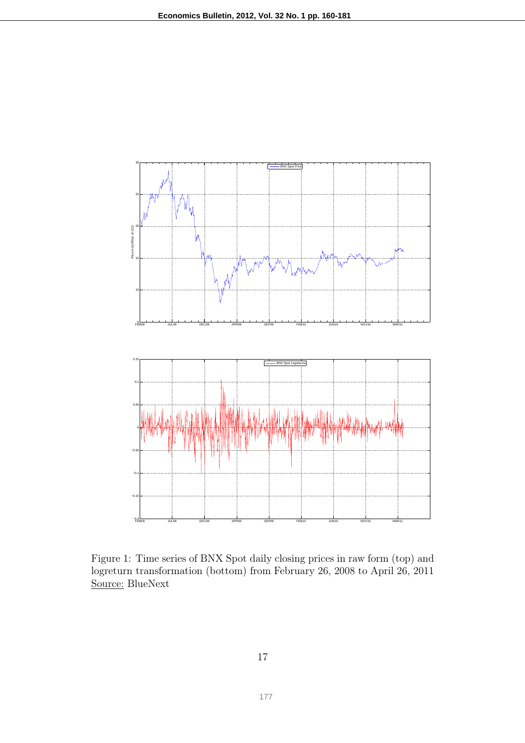Figure 1: Time series of BNX Spot daily closing prices in raw form (top) and logreturn transformation (bottom) from February 26, 2008 to April 26, 2011
Source: BlueNext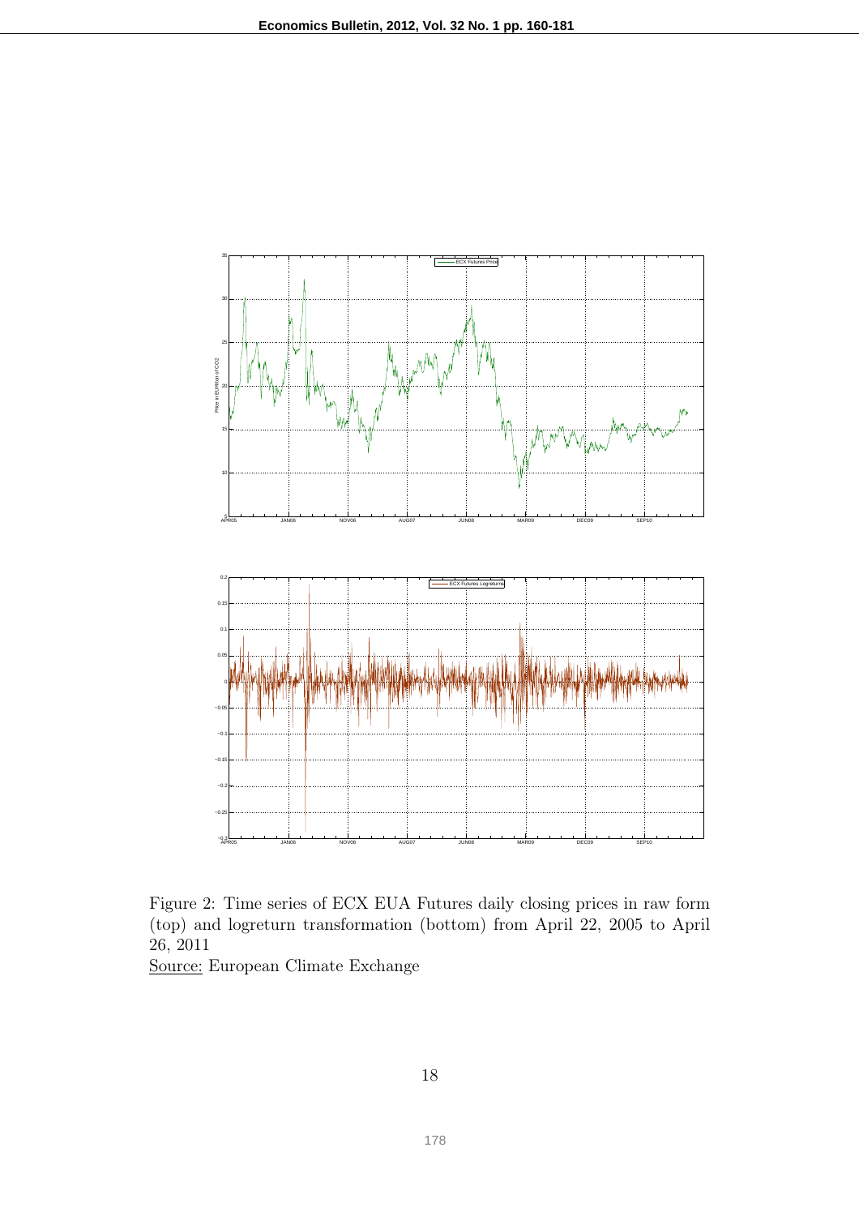Figure 2: Time series of ECX EUA Futures daily closing prices in raw form (top) and logreturn transformation (bottom) from April 22, 2005 to April 26, 2011

Source: European Climate Exchange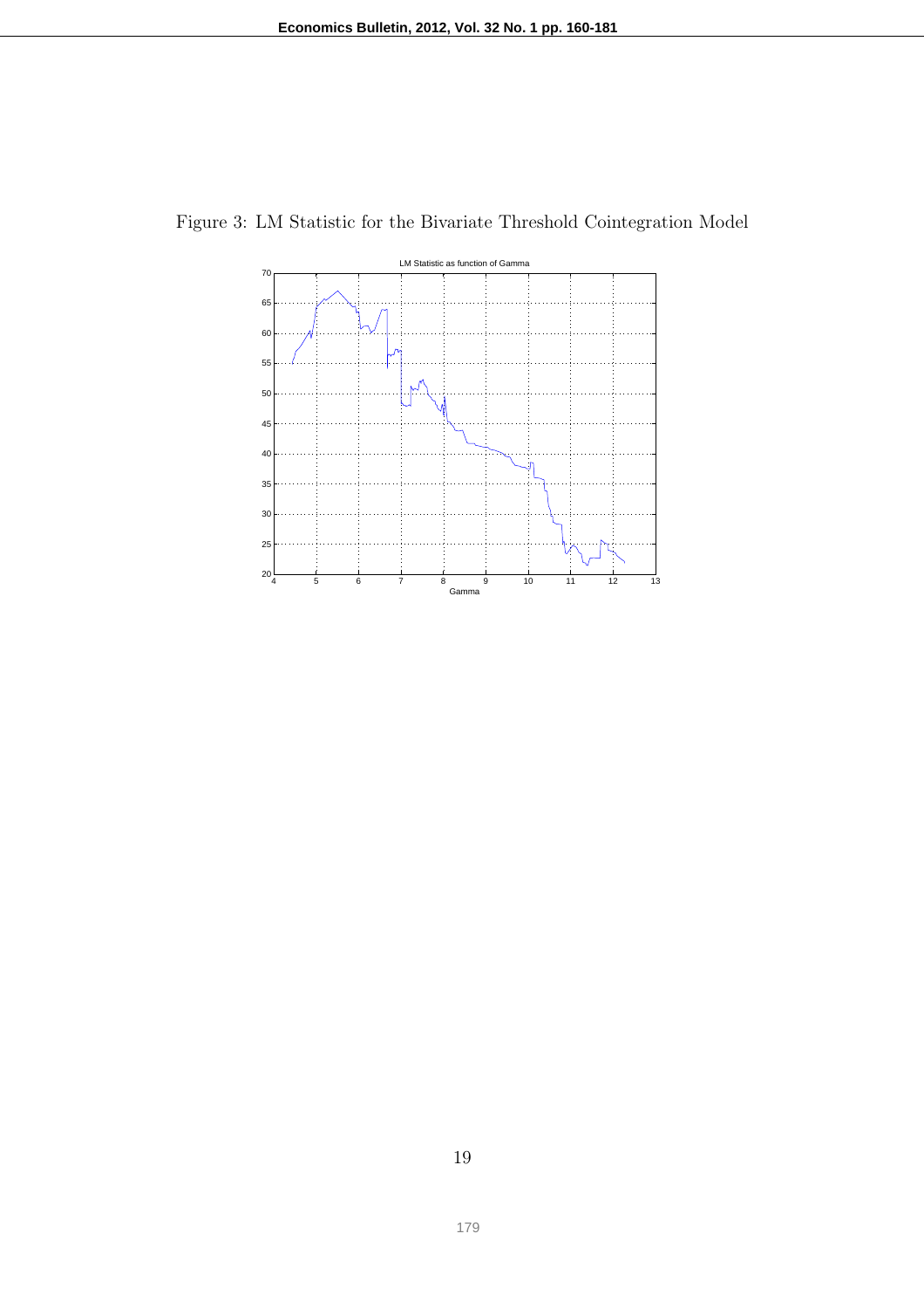Figure 3: LM Statistic for the Bivariate Threshold Cointegration Model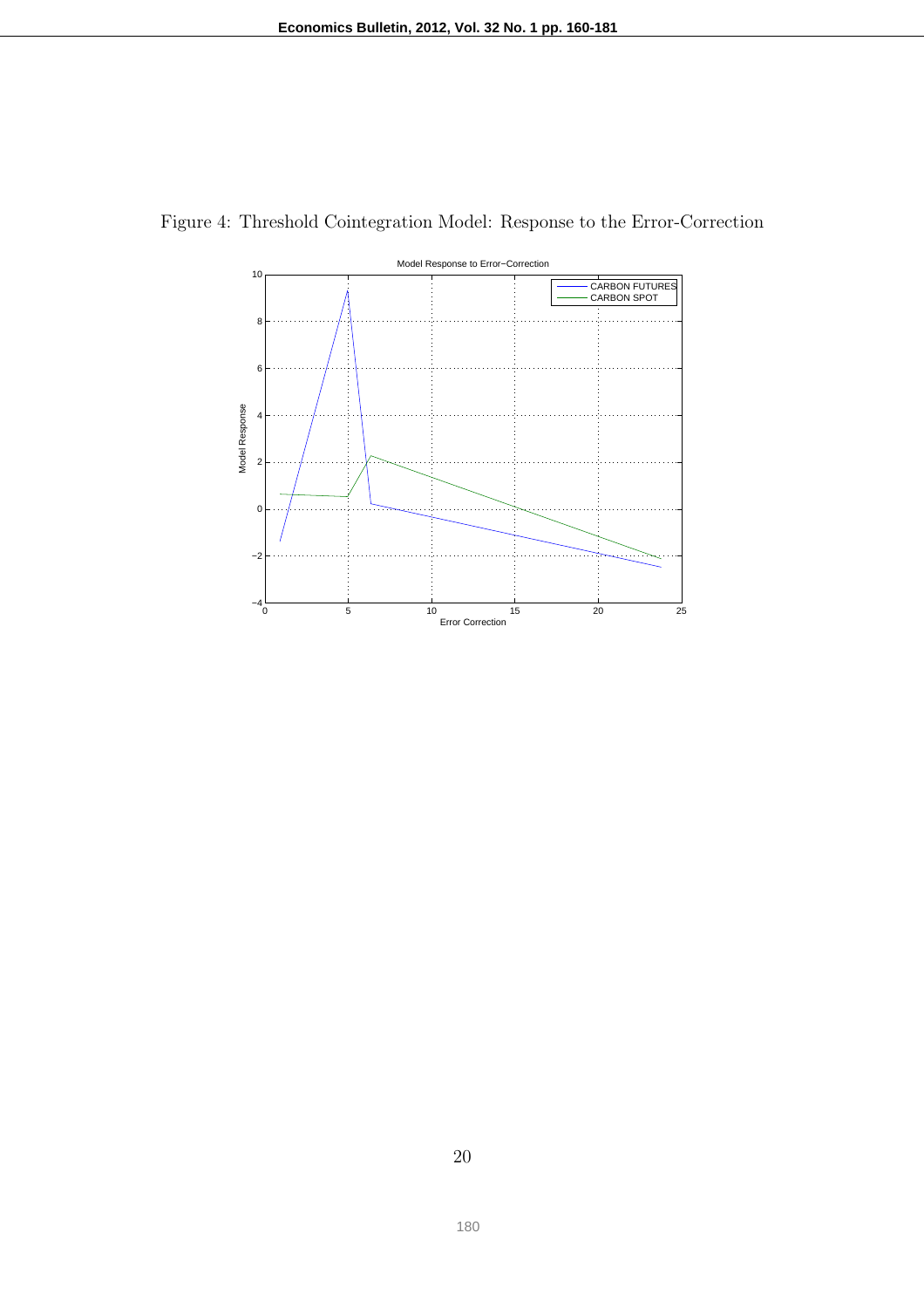Figure 4: Threshold Cointegration Model: Response to the Error-Correction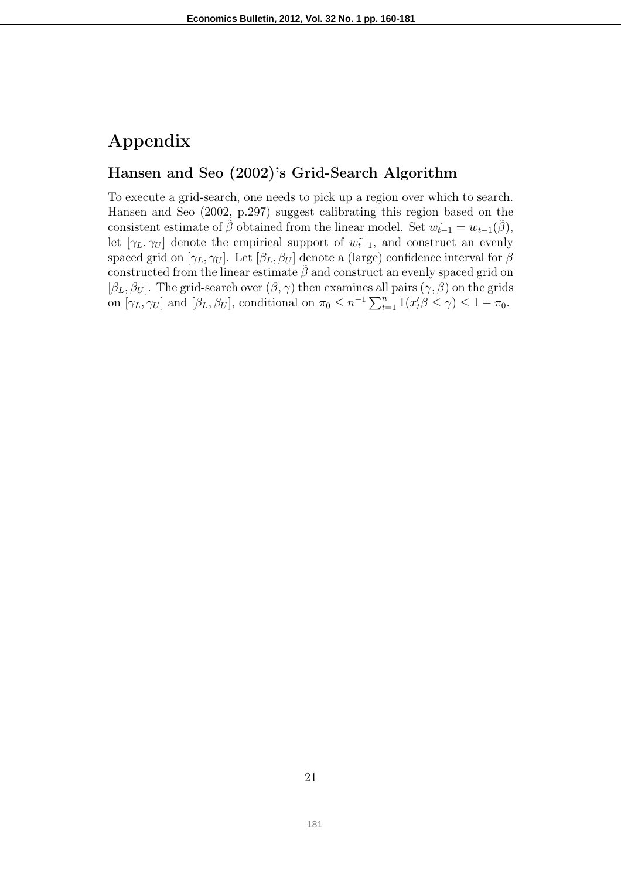# Appendix

## Hansen and Seo (2002)'s Grid-Search Algorithm

To execute a grid-search, one needs to pick up a region over which to search. Hansen and Seo (2002, p.297) suggest calibrating this region based on the consistent estimate of $\tilde{\beta}$ obtained from the linear model. Set $\tilde{w_{t-1}} = w_{t-1}(\tilde{\beta})$, let $[\gamma_L, \gamma_U]$ denote the empirical support of $\tilde{w_{t-1}}$, and construct an evenly spaced grid on $[\gamma_L, \gamma_U]$. Let $[\beta_L, \beta_U]$ denote a (large) confidence interval for $\beta$ constructed from the linear estimate $\tilde{\beta}$ and construct an evenly spaced grid on $[\beta_L, \beta_U]$. The grid-search over $(\beta, \gamma)$ then examines all pairs $(\gamma, \beta)$ on the grids on $[\gamma_L, \gamma_U]$ and $[\beta_L, \beta_U]$, conditional on $\pi_0 \leq n^{-1} \sum_{t=1}^{n} 1(x_t'\beta \leq \gamma) \leq 1 - \pi_0$.